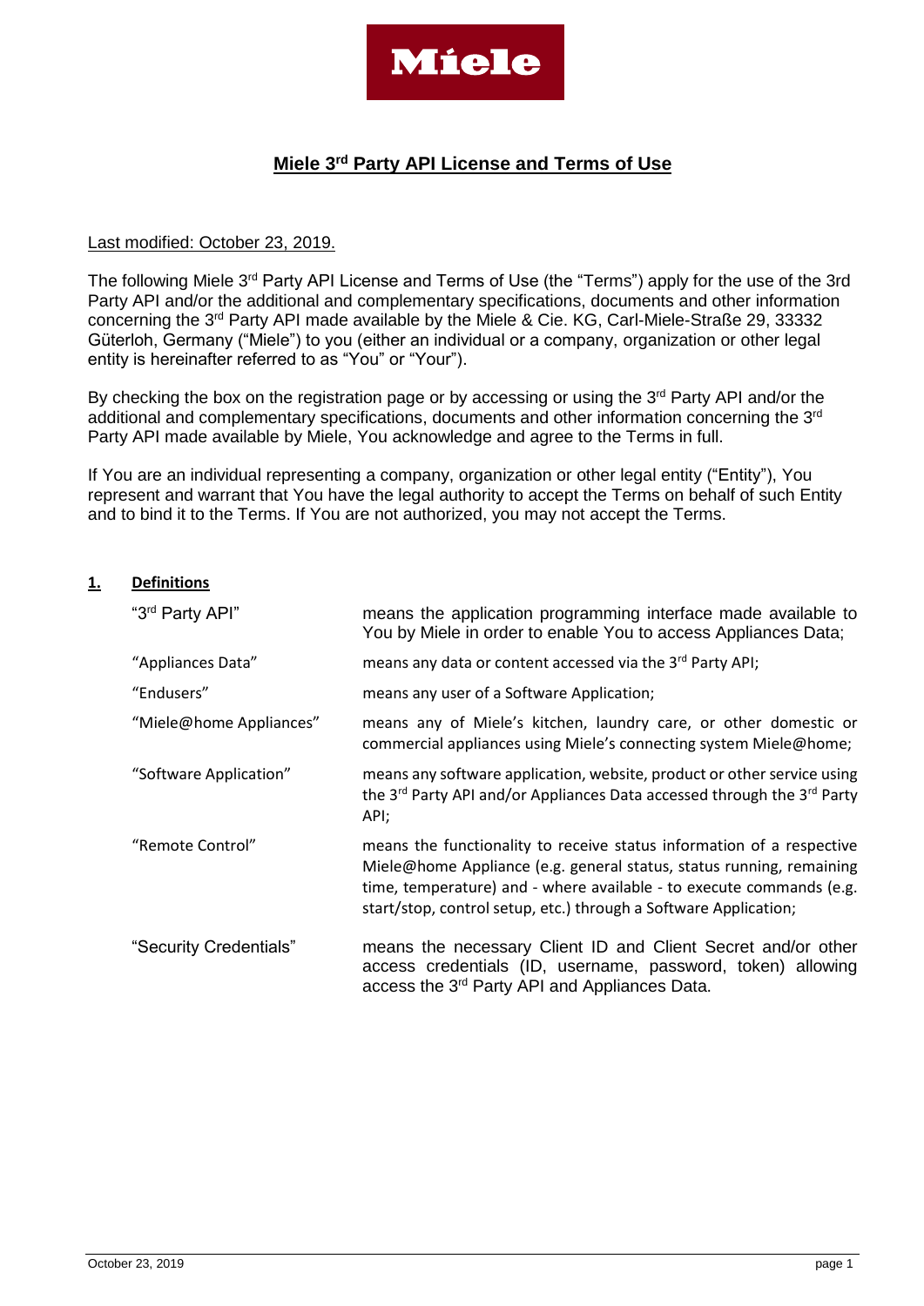Miele

# Miele 3rd Party API License and Terms of Use

Last modified: October 23, 2019.

The following Miele 3rd Party API License and Terms of Use (the "Terms") apply for the use of the 3rd Party API and/or the additional and complementary specifications, documents and other information concerning the 3rd Party API made available by the Miele & Cie. KG, Carl-Miele-Straße 29, 33332 Güterloh, Germany ("Miele") to you (either an individual or a company, organization or other legal entity is hereinafter referred to as "You" or "Your").

By checking the box on the registration page or by accessing or using the 3rd Party API and/or the additional and complementary specifications, documents and other information concerning the 3rd Party API made available by Miele, You acknowledge and agree to the Terms in full.

If You are an individual representing a company, organization or other legal entity ("Entity"), You represent and warrant that You have the legal authority to accept the Terms on behalf of such Entity and to bind it to the Terms. If You are not authorized, you may not accept the Terms.

## 1. Definitions

| | |
|---|---|
| "3rd Party API" | means the application programming interface made available to You by Miele in order to enable You to access Appliances Data; |
| "Appliances Data" | means any data or content accessed via the 3rd Party API; |
| "Endusers" | means any user of a Software Application; |
| "Miele@home Appliances" | means any of Miele's kitchen, laundry care, or other domestic or commercial appliances using Miele's connecting system Miele@home; |
| "Software Application" | means any software application, website, product or other service using the 3rd Party API and/or Appliances Data accessed through the 3rd Party API; |
| "Remote Control" | means the functionality to receive status information of a respective Miele@home Appliance (e.g. general status, status running, remaining time, temperature) and - where available - to execute commands (e.g. start/stop, control setup, etc.) through a Software Application; |
| "Security Credentials" | means the necessary Client ID and Client Secret and/or other access credentials (ID, username, password, token) allowing access the 3rd Party API and Appliances Data. |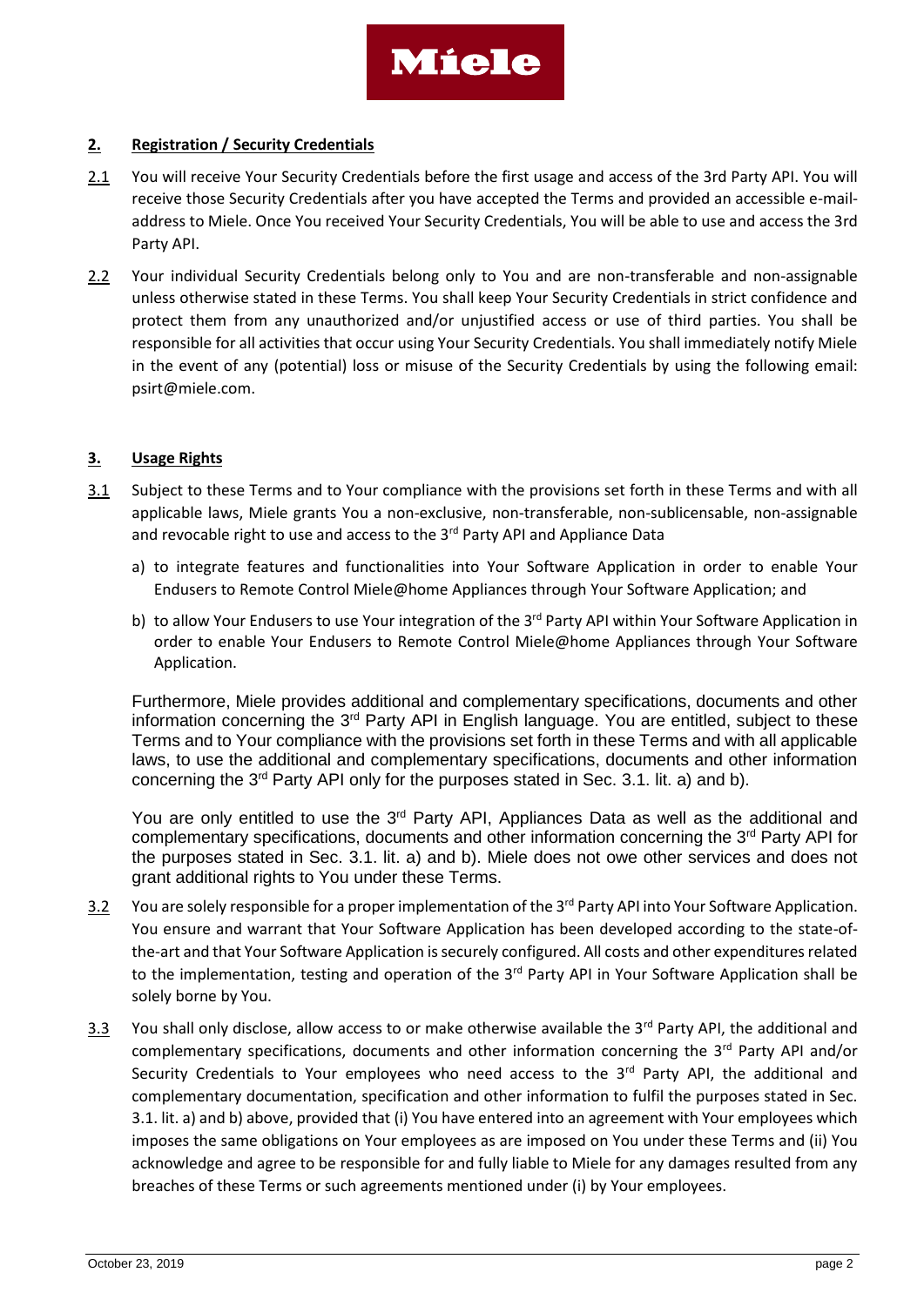## 2. Registration / Security Credentials

2.1 You will receive Your Security Credentials before the first usage and access of the 3rd Party API. You will receive those Security Credentials after you have accepted the Terms and provided an accessible e-mail-address to Miele. Once You received Your Security Credentials, You will be able to use and access the 3rd Party API.

2.2 Your individual Security Credentials belong only to You and are non-transferable and non-assignable unless otherwise stated in these Terms. You shall keep Your Security Credentials in strict confidence and protect them from any unauthorized and/or unjustified access or use of third parties. You shall be responsible for all activities that occur using Your Security Credentials. You shall immediately notify Miele in the event of any (potential) loss or misuse of the Security Credentials by using the following email: psirt@miele.com.

## 3. Usage Rights

3.1 Subject to these Terms and to Your compliance with the provisions set forth in these Terms and with all applicable laws, Miele grants You a non-exclusive, non-transferable, non-sublicensable, non-assignable and revocable right to use and access to the 3rd Party API and Appliance Data

a) to integrate features and functionalities into Your Software Application in order to enable Your Endusers to Remote Control Miele@home Appliances through Your Software Application; and

b) to allow Your Endusers to use Your integration of the 3rd Party API within Your Software Application in order to enable Your Endusers to Remote Control Miele@home Appliances through Your Software Application.

Furthermore, Miele provides additional and complementary specifications, documents and other information concerning the 3rd Party API in English language. You are entitled, subject to these Terms and to Your compliance with the provisions set forth in these Terms and with all applicable laws, to use the additional and complementary specifications, documents and other information concerning the 3rd Party API only for the purposes stated in Sec. 3.1. lit. a) and b).

You are only entitled to use the 3rd Party API, Appliances Data as well as the additional and complementary specifications, documents and other information concerning the 3rd Party API for the purposes stated in Sec. 3.1. lit. a) and b). Miele does not owe other services and does not grant additional rights to You under these Terms.

3.2 You are solely responsible for a proper implementation of the 3rd Party API into Your Software Application. You ensure and warrant that Your Software Application has been developed according to the state-of-the-art and that Your Software Application is securely configured. All costs and other expenditures related to the implementation, testing and operation of the 3rd Party API in Your Software Application shall be solely borne by You.

3.3 You shall only disclose, allow access to or make otherwise available the 3rd Party API, the additional and complementary specifications, documents and other information concerning the 3rd Party API and/or Security Credentials to Your employees who need access to the 3rd Party API, the additional and complementary documentation, specification and other information to fulfil the purposes stated in Sec. 3.1. lit. a) and b) above, provided that (i) You have entered into an agreement with Your employees which imposes the same obligations on Your employees as are imposed on You under these Terms and (ii) You acknowledge and agree to be responsible for and fully liable to Miele for any damages resulted from any breaches of these Terms or such agreements mentioned under (i) by Your employees.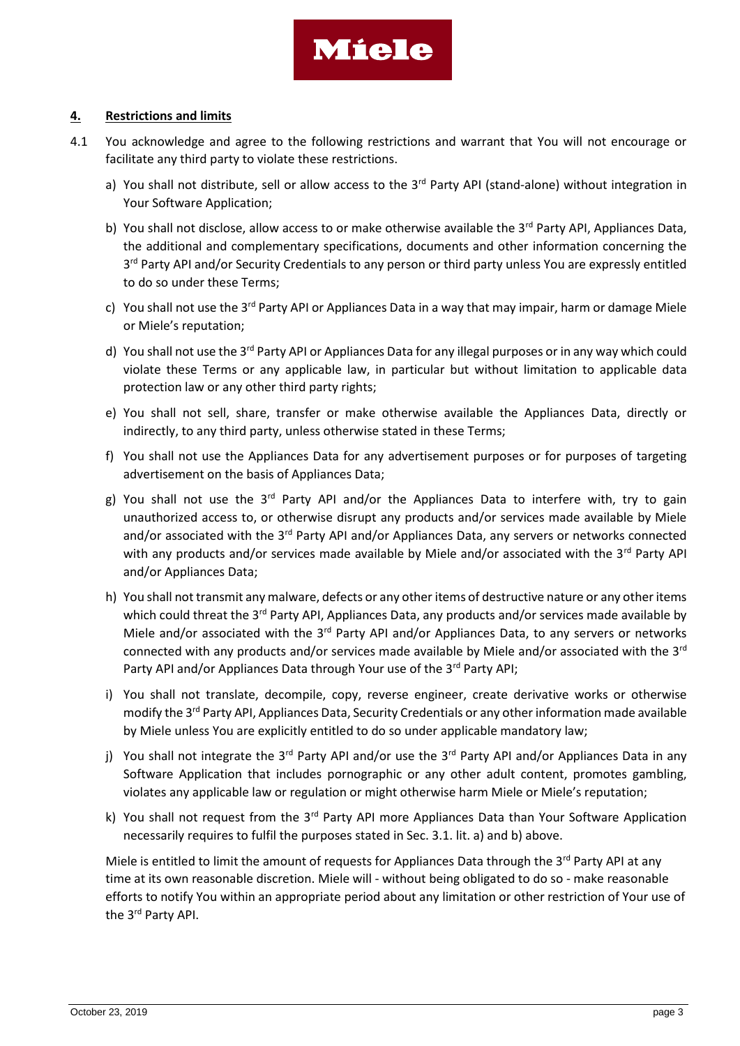## 4. Restrictions and limits

4.1 You acknowledge and agree to the following restrictions and warrant that You will not encourage or facilitate any third party to violate these restrictions.

a) You shall not distribute, sell or allow access to the 3rd Party API (stand-alone) without integration in Your Software Application;

b) You shall not disclose, allow access to or make otherwise available the 3rd Party API, Appliances Data, the additional and complementary specifications, documents and other information concerning the 3rd Party API and/or Security Credentials to any person or third party unless You are expressly entitled to do so under these Terms;

c) You shall not use the 3rd Party API or Appliances Data in a way that may impair, harm or damage Miele or Miele's reputation;

d) You shall not use the 3rd Party API or Appliances Data for any illegal purposes or in any way which could violate these Terms or any applicable law, in particular but without limitation to applicable data protection law or any other third party rights;

e) You shall not sell, share, transfer or make otherwise available the Appliances Data, directly or indirectly, to any third party, unless otherwise stated in these Terms;

f) You shall not use the Appliances Data for any advertisement purposes or for purposes of targeting advertisement on the basis of Appliances Data;

g) You shall not use the 3rd Party API and/or the Appliances Data to interfere with, try to gain unauthorized access to, or otherwise disrupt any products and/or services made available by Miele and/or associated with the 3rd Party API and/or Appliances Data, any servers or networks connected with any products and/or services made available by Miele and/or associated with the 3rd Party API and/or Appliances Data;

h) You shall not transmit any malware, defects or any other items of destructive nature or any other items which could threat the 3rd Party API, Appliances Data, any products and/or services made available by Miele and/or associated with the 3rd Party API and/or Appliances Data, to any servers or networks connected with any products and/or services made available by Miele and/or associated with the 3rd Party API and/or Appliances Data through Your use of the 3rd Party API;

i) You shall not translate, decompile, copy, reverse engineer, create derivative works or otherwise modify the 3rd Party API, Appliances Data, Security Credentials or any other information made available by Miele unless You are explicitly entitled to do so under applicable mandatory law;

j) You shall not integrate the 3rd Party API and/or use the 3rd Party API and/or Appliances Data in any Software Application that includes pornographic or any other adult content, promotes gambling, violates any applicable law or regulation or might otherwise harm Miele or Miele's reputation;

k) You shall not request from the 3rd Party API more Appliances Data than Your Software Application necessarily requires to fulfil the purposes stated in Sec. 3.1. lit. a) and b) above.

Miele is entitled to limit the amount of requests for Appliances Data through the 3rd Party API at any time at its own reasonable discretion. Miele will - without being obligated to do so - make reasonable efforts to notify You within an appropriate period about any limitation or other restriction of Your use of the 3rd Party API.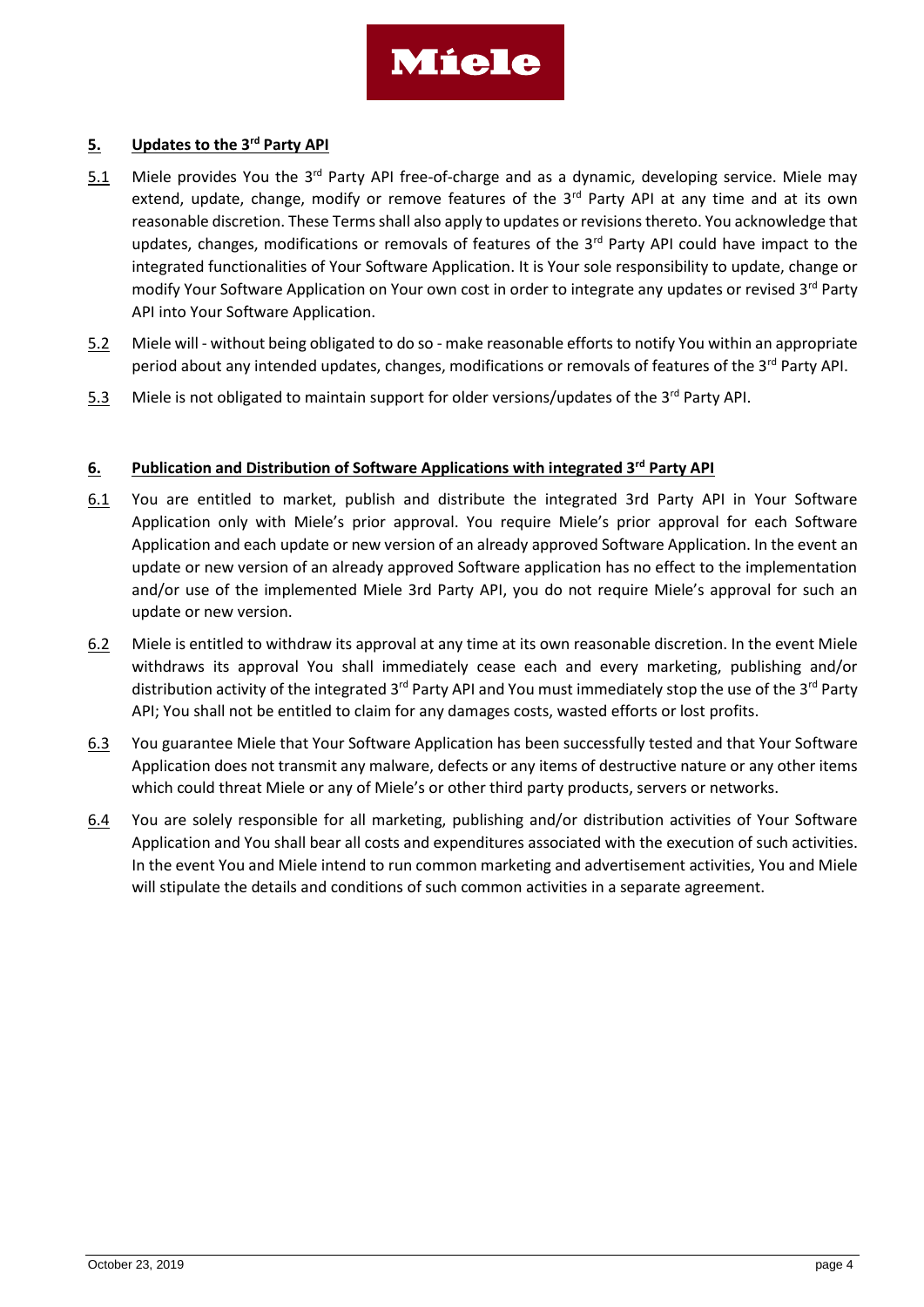## 5. Updates to the 3rd Party API

5.1 Miele provides You the 3rd Party API free-of-charge and as a dynamic, developing service. Miele may extend, update, change, modify or remove features of the 3rd Party API at any time and at its own reasonable discretion. These Terms shall also apply to updates or revisions thereto. You acknowledge that updates, changes, modifications or removals of features of the 3rd Party API could have impact to the integrated functionalities of Your Software Application. It is Your sole responsibility to update, change or modify Your Software Application on Your own cost in order to integrate any updates or revised 3rd Party API into Your Software Application.

5.2 Miele will - without being obligated to do so - make reasonable efforts to notify You within an appropriate period about any intended updates, changes, modifications or removals of features of the 3rd Party API.

5.3 Miele is not obligated to maintain support for older versions/updates of the 3rd Party API.

## 6. Publication and Distribution of Software Applications with integrated 3rd Party API

6.1 You are entitled to market, publish and distribute the integrated 3rd Party API in Your Software Application only with Miele's prior approval. You require Miele's prior approval for each Software Application and each update or new version of an already approved Software Application. In the event an update or new version of an already approved Software application has no effect to the implementation and/or use of the implemented Miele 3rd Party API, you do not require Miele's approval for such an update or new version.

6.2 Miele is entitled to withdraw its approval at any time at its own reasonable discretion. In the event Miele withdraws its approval You shall immediately cease each and every marketing, publishing and/or distribution activity of the integrated 3rd Party API and You must immediately stop the use of the 3rd Party API; You shall not be entitled to claim for any damages costs, wasted efforts or lost profits.

6.3 You guarantee Miele that Your Software Application has been successfully tested and that Your Software Application does not transmit any malware, defects or any items of destructive nature or any other items which could threat Miele or any of Miele's or other third party products, servers or networks.

6.4 You are solely responsible for all marketing, publishing and/or distribution activities of Your Software Application and You shall bear all costs and expenditures associated with the execution of such activities. In the event You and Miele intend to run common marketing and advertisement activities, You and Miele will stipulate the details and conditions of such common activities in a separate agreement.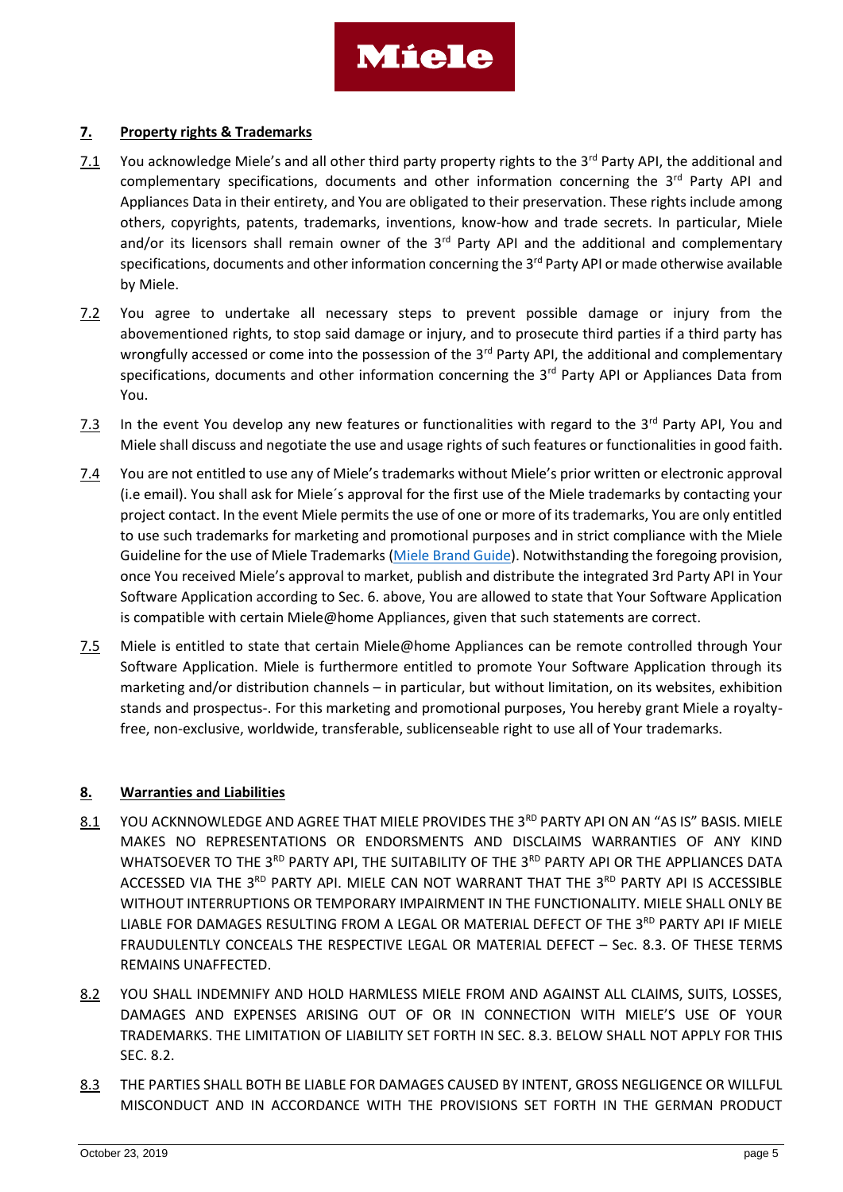## 7. Property rights & Trademarks

7.1 You acknowledge Miele's and all other third party property rights to the 3rd Party API, the additional and complementary specifications, documents and other information concerning the 3rd Party API and Appliances Data in their entirety, and You are obligated to their preservation. These rights include among others, copyrights, patents, trademarks, inventions, know-how and trade secrets. In particular, Miele and/or its licensors shall remain owner of the 3rd Party API and the additional and complementary specifications, documents and other information concerning the 3rd Party API or made otherwise available by Miele.

7.2 You agree to undertake all necessary steps to prevent possible damage or injury from the abovementioned rights, to stop said damage or injury, and to prosecute third parties if a third party has wrongfully accessed or come into the possession of the 3rd Party API, the additional and complementary specifications, documents and other information concerning the 3rd Party API or Appliances Data from You.

7.3 In the event You develop any new features or functionalities with regard to the 3rd Party API, You and Miele shall discuss and negotiate the use and usage rights of such features or functionalities in good faith.

7.4 You are not entitled to use any of Miele's trademarks without Miele's prior written or electronic approval (i.e email). You shall ask for Miele´s approval for the first use of the Miele trademarks by contacting your project contact. In the event Miele permits the use of one or more of its trademarks, You are only entitled to use such trademarks for marketing and promotional purposes and in strict compliance with the Miele Guideline for the use of Miele Trademarks (Miele Brand Guide). Notwithstanding the foregoing provision, once You received Miele's approval to market, publish and distribute the integrated 3rd Party API in Your Software Application according to Sec. 6. above, You are allowed to state that Your Software Application is compatible with certain Miele@home Appliances, given that such statements are correct.

7.5 Miele is entitled to state that certain Miele@home Appliances can be remote controlled through Your Software Application. Miele is furthermore entitled to promote Your Software Application through its marketing and/or distribution channels – in particular, but without limitation, on its websites, exhibition stands and prospectus-. For this marketing and promotional purposes, You hereby grant Miele a royalty-free, non-exclusive, worldwide, transferable, sublicenseable right to use all of Your trademarks.

## 8. Warranties and Liabilities

8.1 YOU ACKNNOWLEDGE AND AGREE THAT MIELE PROVIDES THE 3RD PARTY API ON AN "AS IS" BASIS. MIELE MAKES NO REPRESENTATIONS OR ENDORSMENTS AND DISCLAIMS WARRANTIES OF ANY KIND WHATSOEVER TO THE 3RD PARTY API, THE SUITABILITY OF THE 3RD PARTY API OR THE APPLIANCES DATA ACCESSED VIA THE 3RD PARTY API. MIELE CAN NOT WARRANT THAT THE 3RD PARTY API IS ACCESSIBLE WITHOUT INTERRUPTIONS OR TEMPORARY IMPAIRMENT IN THE FUNCTIONALITY. MIELE SHALL ONLY BE LIABLE FOR DAMAGES RESULTING FROM A LEGAL OR MATERIAL DEFECT OF THE 3RD PARTY API IF MIELE FRAUDULENTLY CONCEALS THE RESPECTIVE LEGAL OR MATERIAL DEFECT – Sec. 8.3. OF THESE TERMS REMAINS UNAFFECTED.

8.2 YOU SHALL INDEMNIFY AND HOLD HARMLESS MIELE FROM AND AGAINST ALL CLAIMS, SUITS, LOSSES, DAMAGES AND EXPENSES ARISING OUT OF OR IN CONNECTION WITH MIELE'S USE OF YOUR TRADEMARKS. THE LIMITATION OF LIABILITY SET FORTH IN SEC. 8.3. BELOW SHALL NOT APPLY FOR THIS SEC. 8.2.

8.3 THE PARTIES SHALL BOTH BE LIABLE FOR DAMAGES CAUSED BY INTENT, GROSS NEGLIGENCE OR WILLFUL MISCONDUCT AND IN ACCORDANCE WITH THE PROVISIONS SET FORTH IN THE GERMAN PRODUCT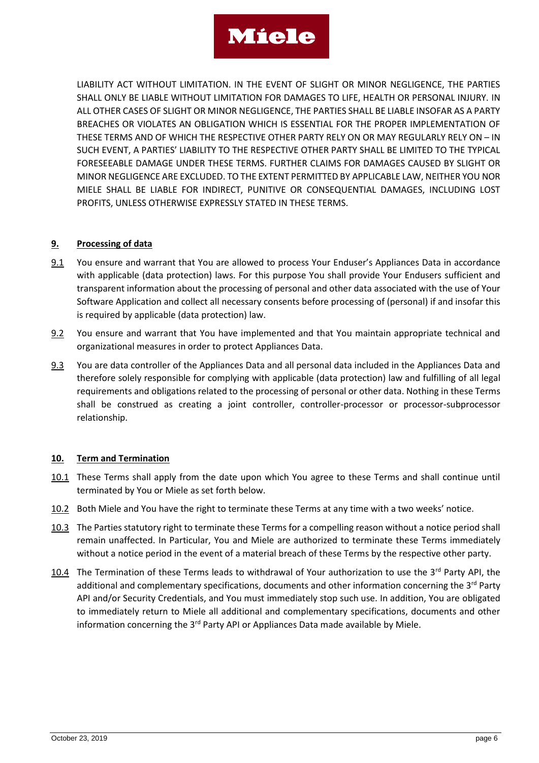LIABILITY ACT WITHOUT LIMITATION. IN THE EVENT OF SLIGHT OR MINOR NEGLIGENCE, THE PARTIES SHALL ONLY BE LIABLE WITHOUT LIMITATION FOR DAMAGES TO LIFE, HEALTH OR PERSONAL INJURY. IN ALL OTHER CASES OF SLIGHT OR MINOR NEGLIGENCE, THE PARTIES SHALL BE LIABLE INSOFAR AS A PARTY BREACHES OR VIOLATES AN OBLIGATION WHICH IS ESSENTIAL FOR THE PROPER IMPLEMENTATION OF THESE TERMS AND OF WHICH THE RESPECTIVE OTHER PARTY RELY ON OR MAY REGULARLY RELY ON – IN SUCH EVENT, A PARTIES' LIABILITY TO THE RESPECTIVE OTHER PARTY SHALL BE LIMITED TO THE TYPICAL FORESEEABLE DAMAGE UNDER THESE TERMS. FURTHER CLAIMS FOR DAMAGES CAUSED BY SLIGHT OR MINOR NEGLIGENCE ARE EXCLUDED. TO THE EXTENT PERMITTED BY APPLICABLE LAW, NEITHER YOU NOR MIELE SHALL BE LIABLE FOR INDIRECT, PUNITIVE OR CONSEQUENTIAL DAMAGES, INCLUDING LOST PROFITS, UNLESS OTHERWISE EXPRESSLY STATED IN THESE TERMS.

## 9. Processing of data

9.1 You ensure and warrant that You are allowed to process Your Enduser's Appliances Data in accordance with applicable (data protection) laws. For this purpose You shall provide Your Endusers sufficient and transparent information about the processing of personal and other data associated with the use of Your Software Application and collect all necessary consents before processing of (personal) if and insofar this is required by applicable (data protection) law.

9.2 You ensure and warrant that You have implemented and that You maintain appropriate technical and organizational measures in order to protect Appliances Data.

9.3 You are data controller of the Appliances Data and all personal data included in the Appliances Data and therefore solely responsible for complying with applicable (data protection) law and fulfilling of all legal requirements and obligations related to the processing of personal or other data. Nothing in these Terms shall be construed as creating a joint controller, controller-processor or processor-subprocessor relationship.

## 10. Term and Termination

10.1 These Terms shall apply from the date upon which You agree to these Terms and shall continue until terminated by You or Miele as set forth below.

10.2 Both Miele and You have the right to terminate these Terms at any time with a two weeks' notice.

10.3 The Parties statutory right to terminate these Terms for a compelling reason without a notice period shall remain unaffected. In Particular, You and Miele are authorized to terminate these Terms immediately without a notice period in the event of a material breach of these Terms by the respective other party.

10.4 The Termination of these Terms leads to withdrawal of Your authorization to use the 3rd Party API, the additional and complementary specifications, documents and other information concerning the 3rd Party API and/or Security Credentials, and You must immediately stop such use. In addition, You are obligated to immediately return to Miele all additional and complementary specifications, documents and other information concerning the 3rd Party API or Appliances Data made available by Miele.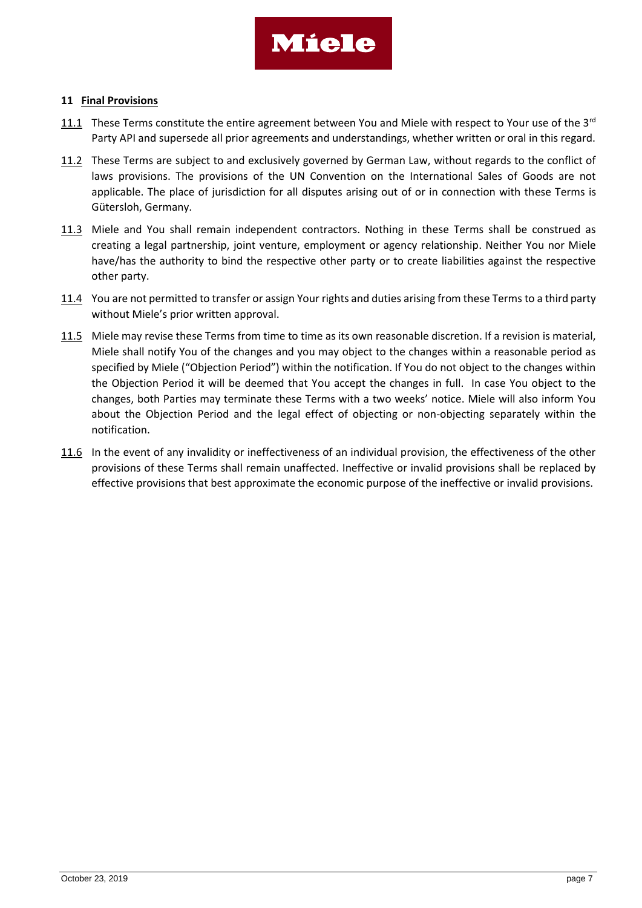## 11 Final Provisions

11.1 These Terms constitute the entire agreement between You and Miele with respect to Your use of the 3rd Party API and supersede all prior agreements and understandings, whether written or oral in this regard.

11.2 These Terms are subject to and exclusively governed by German Law, without regards to the conflict of laws provisions. The provisions of the UN Convention on the International Sales of Goods are not applicable. The place of jurisdiction for all disputes arising out of or in connection with these Terms is Gütersloh, Germany.

11.3 Miele and You shall remain independent contractors. Nothing in these Terms shall be construed as creating a legal partnership, joint venture, employment or agency relationship. Neither You nor Miele have/has the authority to bind the respective other party or to create liabilities against the respective other party.

11.4 You are not permitted to transfer or assign Your rights and duties arising from these Terms to a third party without Miele's prior written approval.

11.5 Miele may revise these Terms from time to time as its own reasonable discretion. If a revision is material, Miele shall notify You of the changes and you may object to the changes within a reasonable period as specified by Miele ("Objection Period") within the notification. If You do not object to the changes within the Objection Period it will be deemed that You accept the changes in full. In case You object to the changes, both Parties may terminate these Terms with a two weeks' notice. Miele will also inform You about the Objection Period and the legal effect of objecting or non-objecting separately within the notification.

11.6 In the event of any invalidity or ineffectiveness of an individual provision, the effectiveness of the other provisions of these Terms shall remain unaffected. Ineffective or invalid provisions shall be replaced by effective provisions that best approximate the economic purpose of the ineffective or invalid provisions.